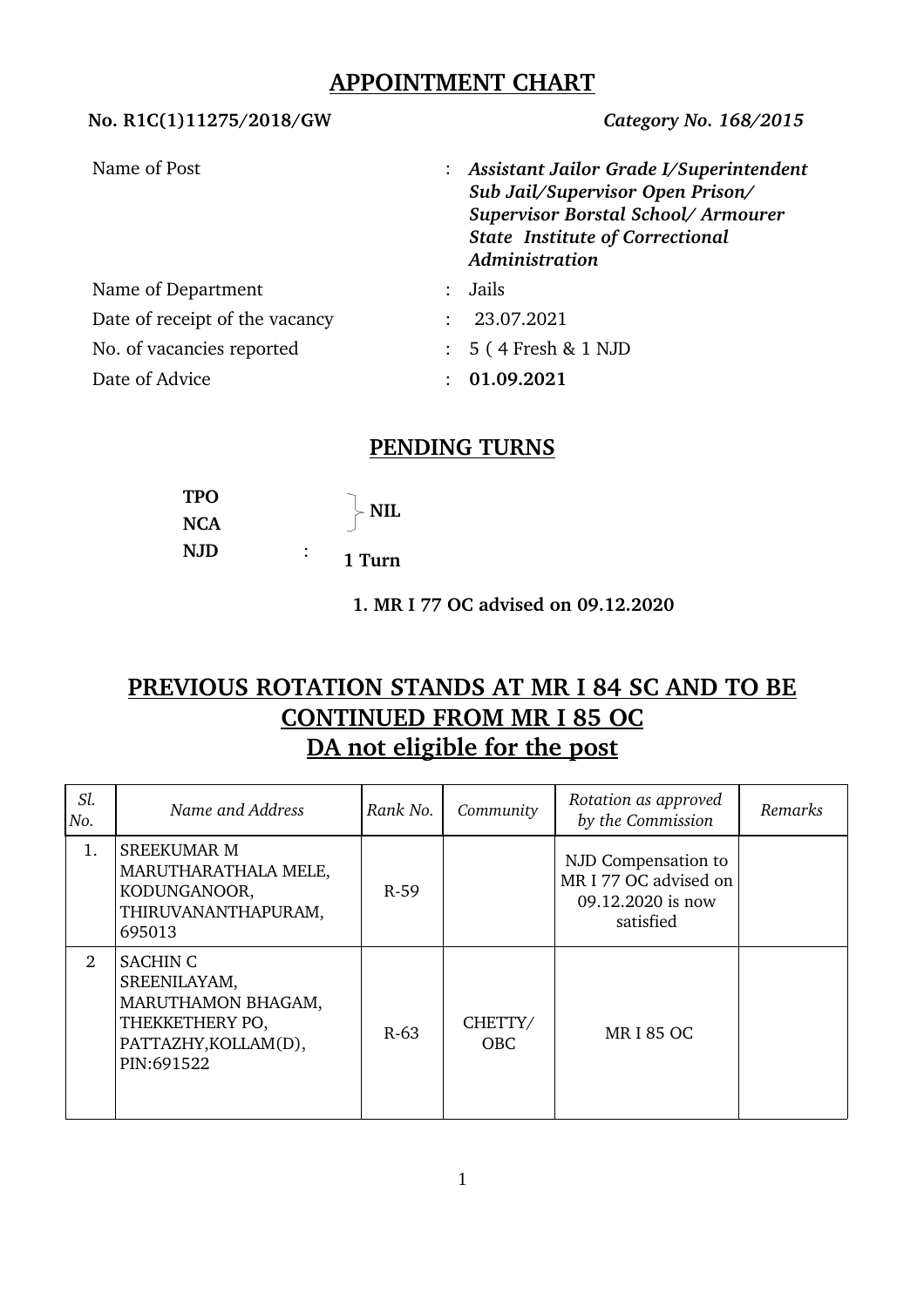## APPOINTMENT CHART

**No. R1C(1)11275/2018/GW** *Category No. 168/2015*

| | | |
|---|---|---|
| Name of Post | : | ***Assistant Jailor Grade I/Superintendent Sub Jail/Supervisor Open Prison/ Supervisor Borstal School/ Armourer State Institute of Correctional Administration*** |
| Name of Department | : | Jails |
| Date of receipt of the vacancy | : | 23.07.2021 |
| No. of vacancies reported | : | 5 ( 4 Fresh & 1 NJD |
| Date of Advice | : | **01.09.2021** |

## PENDING TURNS

**TPO**
**NCA** } **NIL**
**NJD** : **1 Turn**

**1. MR I 77 OC advised on 09.12.2020**

## PREVIOUS ROTATION STANDS AT MR I 84 SC AND TO BE CONTINUED FROM MR I 85 OC
## DA not eligible for the post

| *Sl. No.* | *Name and Address* | *Rank No.* | *Community* | *Rotation as approved by the Commission* | *Remarks* |
|---|---|---|---|---|---|
| 1. | SREEKUMAR M MARUTHARATHALA MELE, KODUNGANOOR, THIRUVANANTHAPURAM, 695013 | R-59 | | NJD Compensation to MR I 77 OC advised on 09.12.2020 is now satisfied | |
| 2 | SACHIN C SREENILAYAM, MARUTHAMON BHAGAM, THEKKETHERY PO, PATTAZHY,KOLLAM(D), PIN:691522 | R-63 | CHETTY/ OBC | MR I 85 OC | |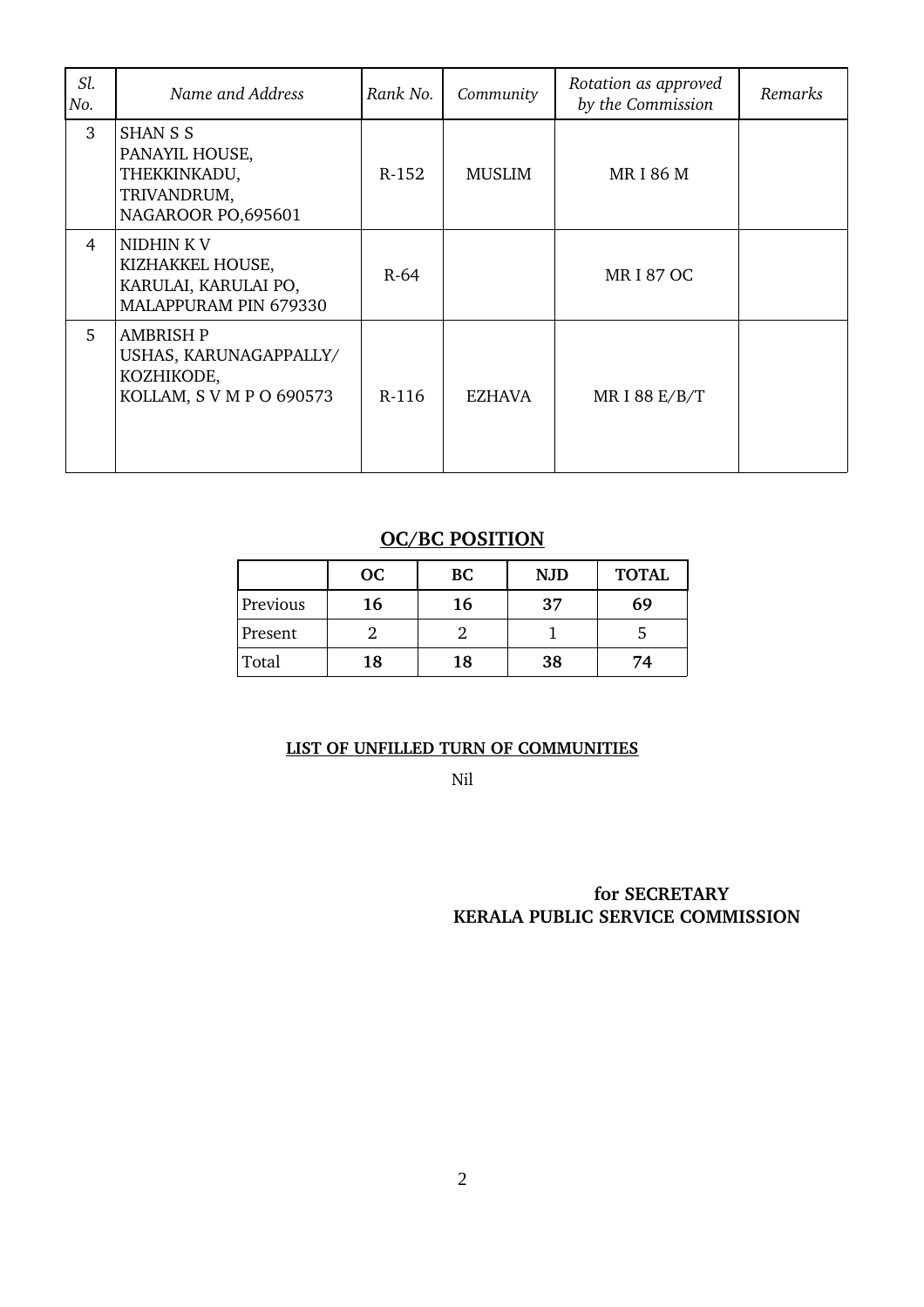| *Sl. No.* | *Name and Address* | *Rank No.* | *Community* | *Rotation as approved by the Commission* | *Remarks* |
|---|---|---|---|---|---|
| 3 | SHAN S S<br>PANAYIL HOUSE,<br>THEKKINKADU,<br>TRIVANDRUM,<br>NAGAROOR PO,695601 | R-152 | MUSLIM | MR I 86 M | |
| 4 | NIDHIN K V<br>KIZHAKKEL HOUSE,<br>KARULAI, KARULAI PO,<br>MALAPPURAM PIN 679330 | R-64 | | MR I 87 OC | |
| 5 | AMBRISH P<br>USHAS, KARUNAGAPPALLY/<br>KOZHIKODE,<br>KOLLAM, S V M P O 690573 | R-116 | EZHAVA | MR I 88 E/B/T | |

## OC/BC POSITION

| | OC | BC | NJD | TOTAL |
|---|---|---|---|---|
| Previous | **16** | **16** | **37** | **69** |
| Present | 2 | 2 | 1 | 5 |
| Total | **18** | **18** | **38** | **74** |

**LIST OF UNFILLED TURN OF COMMUNITIES**

Nil

**for SECRETARY**
**KERALA PUBLIC SERVICE COMMISSION**